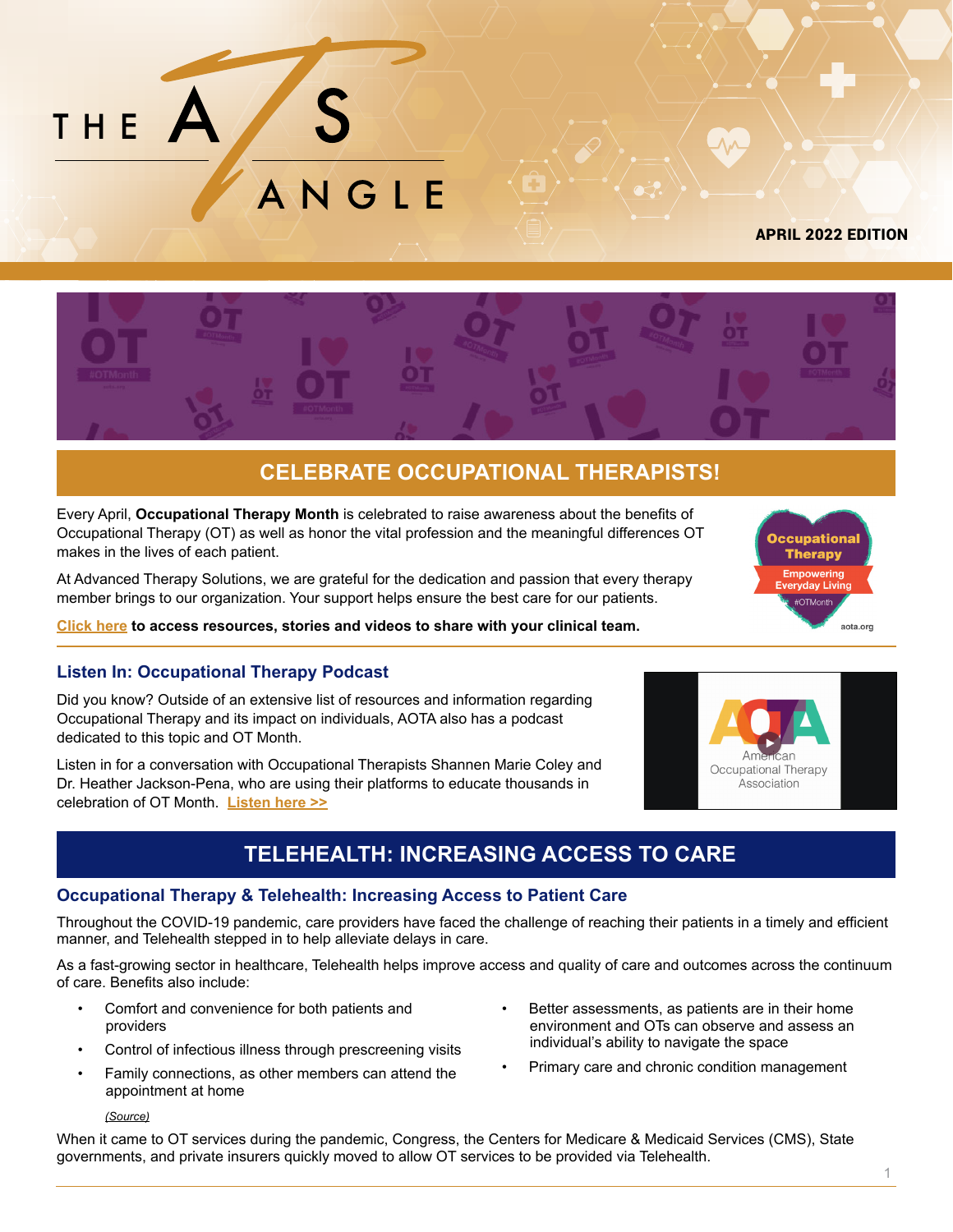# THE ATS ANGLE

APRIL 2022 EDITION

## CELEBRATE OCCUPATIONAL THERAPISTS!

Every April, **Occupational Therapy Month** is celebrated to raise awareness about the benefits of Occupational Therapy (OT) as well as honor the vital profession and the meaningful differences OT makes in the lives of each patient.

At Advanced Therapy Solutions, we are grateful for the dedication and passion that every therapy member brings to our organization. Your support helps ensure the best care for our patients.

**Click here to access resources, stories and videos to share with your clinical team.**

### Listen In: Occupational Therapy Podcast

Did you know? Outside of an extensive list of resources and information regarding Occupational Therapy and its impact on individuals, AOTA also has a podcast dedicated to this topic and OT Month.

Listen in for a conversation with Occupational Therapists Shannen Marie Coley and Dr. Heather Jackson-Pena, who are using their platforms to educate thousands in celebration of OT Month. **Listen here >>**

## TELEHEALTH: INCREASING ACCESS TO CARE

### Occupational Therapy & Telehealth: Increasing Access to Patient Care

Throughout the COVID-19 pandemic, care providers have faced the challenge of reaching their patients in a timely and efficient manner, and Telehealth stepped in to help alleviate delays in care.

As a fast-growing sector in healthcare, Telehealth helps improve access and quality of care and outcomes across the continuum of care. Benefits also include:

- Comfort and convenience for both patients and providers
- Control of infectious illness through prescreening visits
- Family connections, as other members can attend the appointment at home
- Better assessments, as patients are in their home environment and OTs can observe and assess an individual's ability to navigate the space
- Primary care and chronic condition management

*(Source)*

When it came to OT services during the pandemic, Congress, the Centers for Medicare & Medicaid Services (CMS), State governments, and private insurers quickly moved to allow OT services to be provided via Telehealth.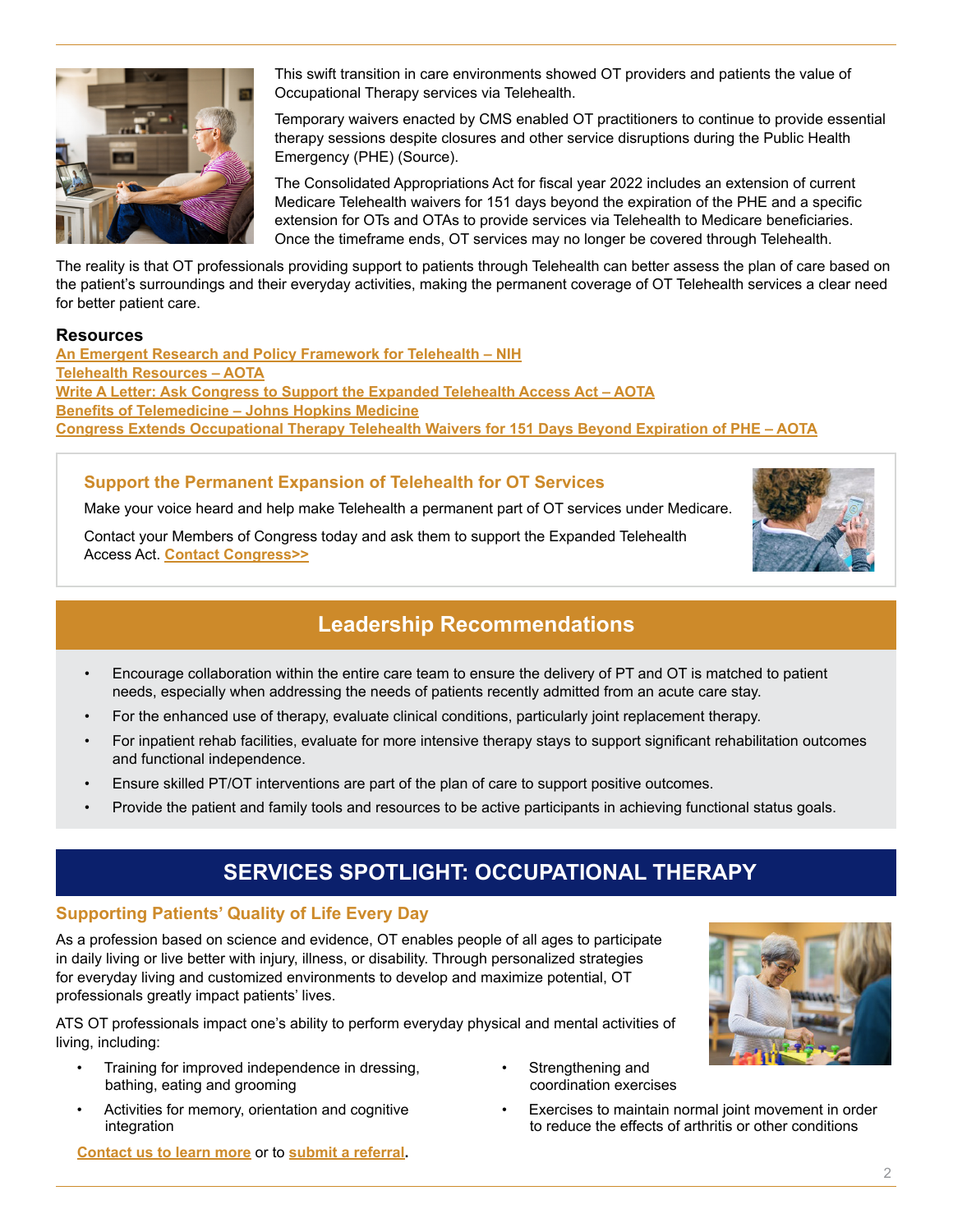This swift transition in care environments showed OT providers and patients the value of Occupational Therapy services via Telehealth.

Temporary waivers enacted by CMS enabled OT practitioners to continue to provide essential therapy sessions despite closures and other service disruptions during the Public Health Emergency (PHE) (Source).

The Consolidated Appropriations Act for fiscal year 2022 includes an extension of current Medicare Telehealth waivers for 151 days beyond the expiration of the PHE and a specific extension for OTs and OTAs to provide services via Telehealth to Medicare beneficiaries. Once the timeframe ends, OT services may no longer be covered through Telehealth.

The reality is that OT professionals providing support to patients through Telehealth can better assess the plan of care based on the patient's surroundings and their everyday activities, making the permanent coverage of OT Telehealth services a clear need for better patient care.

**Resources**

An Emergent Research and Policy Framework for Telehealth – NIH
Telehealth Resources – AOTA
Write A Letter: Ask Congress to Support the Expanded Telehealth Access Act – AOTA
Benefits of Telemedicine – Johns Hopkins Medicine
Congress Extends Occupational Therapy Telehealth Waivers for 151 Days Beyond Expiration of PHE – AOTA

### Support the Permanent Expansion of Telehealth for OT Services

Make your voice heard and help make Telehealth a permanent part of OT services under Medicare.

Contact your Members of Congress today and ask them to support the Expanded Telehealth Access Act. Contact Congress>>

## Leadership Recommendations

- Encourage collaboration within the entire care team to ensure the delivery of PT and OT is matched to patient needs, especially when addressing the needs of patients recently admitted from an acute care stay.
- For the enhanced use of therapy, evaluate clinical conditions, particularly joint replacement therapy.
- For inpatient rehab facilities, evaluate for more intensive therapy stays to support significant rehabilitation outcomes and functional independence.
- Ensure skilled PT/OT interventions are part of the plan of care to support positive outcomes.
- Provide the patient and family tools and resources to be active participants in achieving functional status goals.

## SERVICES SPOTLIGHT: OCCUPATIONAL THERAPY

### Supporting Patients' Quality of Life Every Day

As a profession based on science and evidence, OT enables people of all ages to participate in daily living or live better with injury, illness, or disability. Through personalized strategies for everyday living and customized environments to develop and maximize potential, OT professionals greatly impact patients' lives.

ATS OT professionals impact one's ability to perform everyday physical and mental activities of living, including:

- Training for improved independence in dressing, bathing, eating and grooming
- Activities for memory, orientation and cognitive integration
- Strengthening and coordination exercises
- Exercises to maintain normal joint movement in order to reduce the effects of arthritis or other conditions

Contact us to learn more or to submit a referral.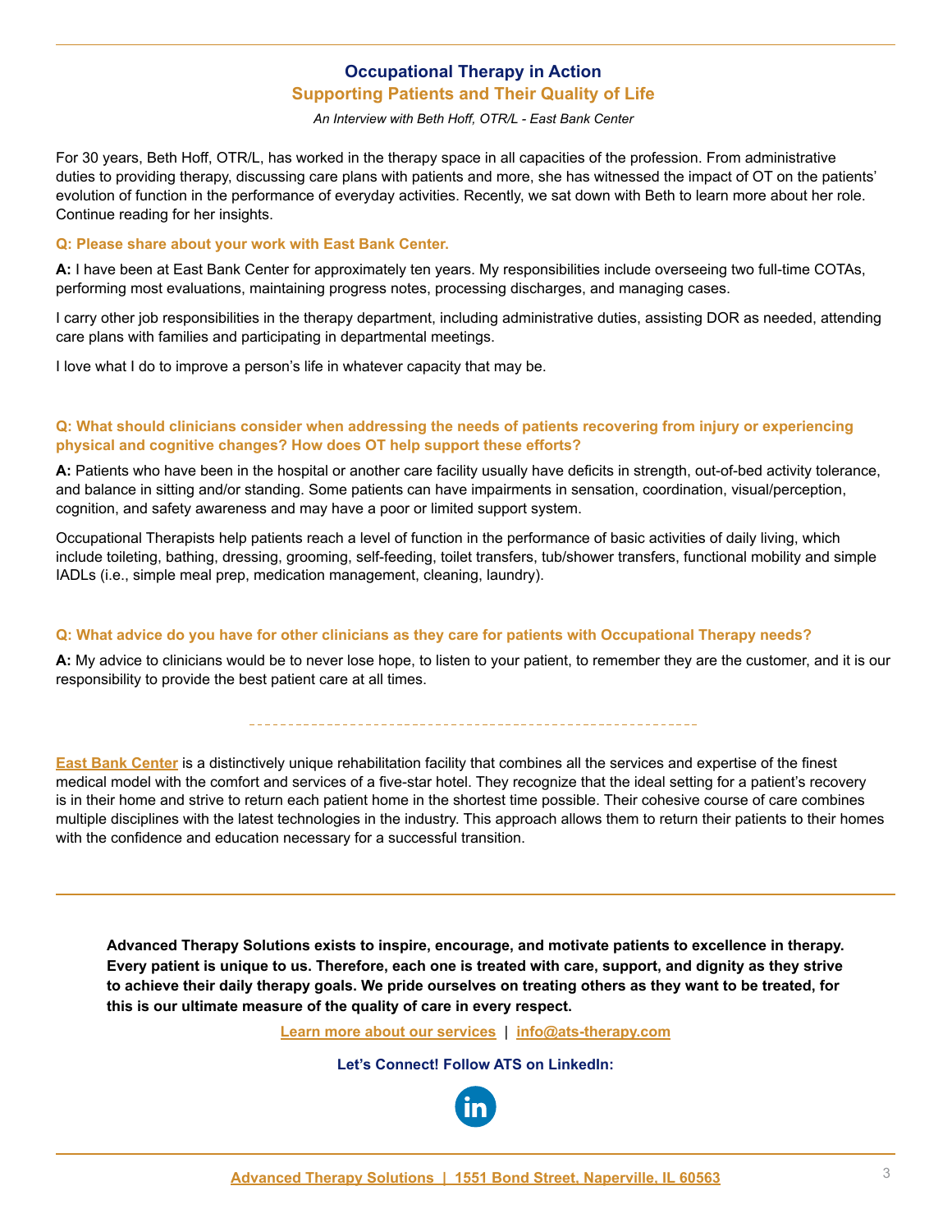## Occupational Therapy in Action

### Supporting Patients and Their Quality of Life

*An Interview with Beth Hoff, OTR/L - East Bank Center*

For 30 years, Beth Hoff, OTR/L, has worked in the therapy space in all capacities of the profession. From administrative duties to providing therapy, discussing care plans with patients and more, she has witnessed the impact of OT on the patients' evolution of function in the performance of everyday activities. Recently, we sat down with Beth to learn more about her role. Continue reading for her insights.

**Q: Please share about your work with East Bank Center.**

**A:** I have been at East Bank Center for approximately ten years. My responsibilities include overseeing two full-time COTAs, performing most evaluations, maintaining progress notes, processing discharges, and managing cases.

I carry other job responsibilities in the therapy department, including administrative duties, assisting DOR as needed, attending care plans with families and participating in departmental meetings.

I love what I do to improve a person's life in whatever capacity that may be.

**Q: What should clinicians consider when addressing the needs of patients recovering from injury or experiencing physical and cognitive changes? How does OT help support these efforts?**

**A:** Patients who have been in the hospital or another care facility usually have deficits in strength, out-of-bed activity tolerance, and balance in sitting and/or standing. Some patients can have impairments in sensation, coordination, visual/perception, cognition, and safety awareness and may have a poor or limited support system.

Occupational Therapists help patients reach a level of function in the performance of basic activities of daily living, which include toileting, bathing, dressing, grooming, self-feeding, toilet transfers, tub/shower transfers, functional mobility and simple IADLs (i.e., simple meal prep, medication management, cleaning, laundry).

**Q: What advice do you have for other clinicians as they care for patients with Occupational Therapy needs?**

**A:** My advice to clinicians would be to never lose hope, to listen to your patient, to remember they are the customer, and it is our responsibility to provide the best patient care at all times.

---

East Bank Center is a distinctively unique rehabilitation facility that combines all the services and expertise of the finest medical model with the comfort and services of a five-star hotel. They recognize that the ideal setting for a patient's recovery is in their home and strive to return each patient home in the shortest time possible. Their cohesive course of care combines multiple disciplines with the latest technologies in the industry. This approach allows them to return their patients to their homes with the confidence and education necessary for a successful transition.

---

**Advanced Therapy Solutions exists to inspire, encourage, and motivate patients to excellence in therapy. Every patient is unique to us. Therefore, each one is treated with care, support, and dignity as they strive to achieve their daily therapy goals. We pride ourselves on treating others as they want to be treated, for this is our ultimate measure of the quality of care in every respect.**

Learn more about our services | info@ats-therapy.com

**Let's Connect! Follow ATS on LinkedIn:**

Advanced Therapy Solutions | 1551 Bond Street, Naperville, IL 60563